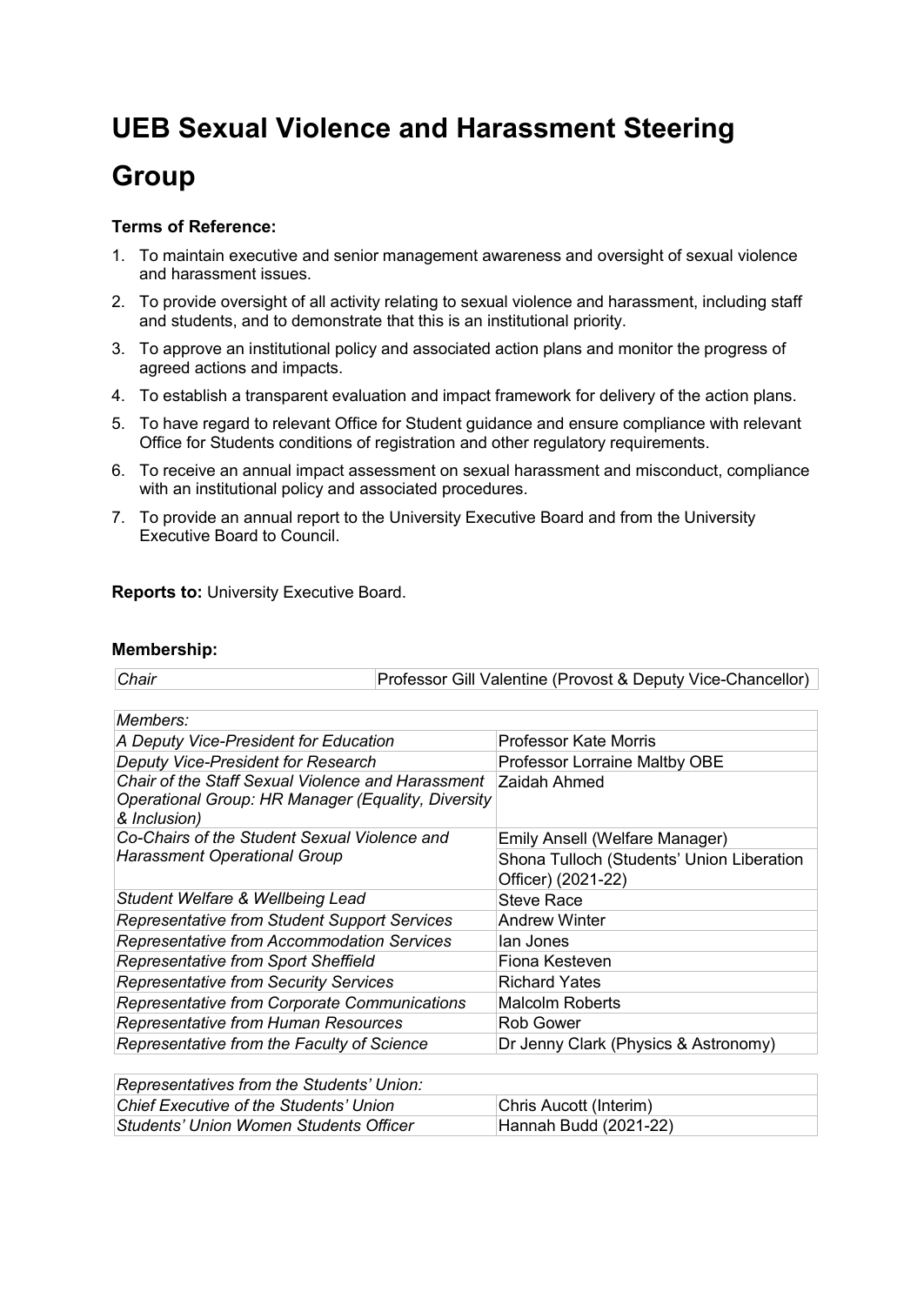# UEB Sexual Violence and Harassment Steering Group

**Terms of Reference:**

1. To maintain executive and senior management awareness and oversight of sexual violence and harassment issues.
2. To provide oversight of all activity relating to sexual violence and harassment, including staff and students, and to demonstrate that this is an institutional priority.
3. To approve an institutional policy and associated action plans and monitor the progress of agreed actions and impacts.
4. To establish a transparent evaluation and impact framework for delivery of the action plans.
5. To have regard to relevant Office for Student guidance and ensure compliance with relevant Office for Students conditions of registration and other regulatory requirements.
6. To receive an annual impact assessment on sexual harassment and misconduct, compliance with an institutional policy and associated procedures.
7. To provide an annual report to the University Executive Board and from the University Executive Board to Council.

**Reports to:** University Executive Board.

**Membership:**

| *Chair* | Professor Gill Valentine (Provost & Deputy Vice-Chancellor) |
|---|---|

| *Members:* | |
|---|---|
| *A Deputy Vice-President for Education* | Professor Kate Morris |
| *Deputy Vice-President for Research* | Professor Lorraine Maltby OBE |
| *Chair of the Staff Sexual Violence and Harassment Operational Group: HR Manager (Equality, Diversity & Inclusion)* | Zaidah Ahmed |
| *Co-Chairs of the Student Sexual Violence and Harassment Operational Group* | Emily Ansell (Welfare Manager) |
| | Shona Tulloch (Students' Union Liberation Officer) (2021-22) |
| *Student Welfare & Wellbeing Lead* | Steve Race |
| *Representative from Student Support Services* | Andrew Winter |
| *Representative from Accommodation Services* | Ian Jones |
| *Representative from Sport Sheffield* | Fiona Kesteven |
| *Representative from Security Services* | Richard Yates |
| *Representative from Corporate Communications* | Malcolm Roberts |
| *Representative from Human Resources* | Rob Gower |
| *Representative from the Faculty of Science* | Dr Jenny Clark (Physics & Astronomy) |

| *Representatives from the Students' Union:* | |
|---|---|
| *Chief Executive of the Students' Union* | Chris Aucott (Interim) |
| *Students' Union Women Students Officer* | Hannah Budd (2021-22) |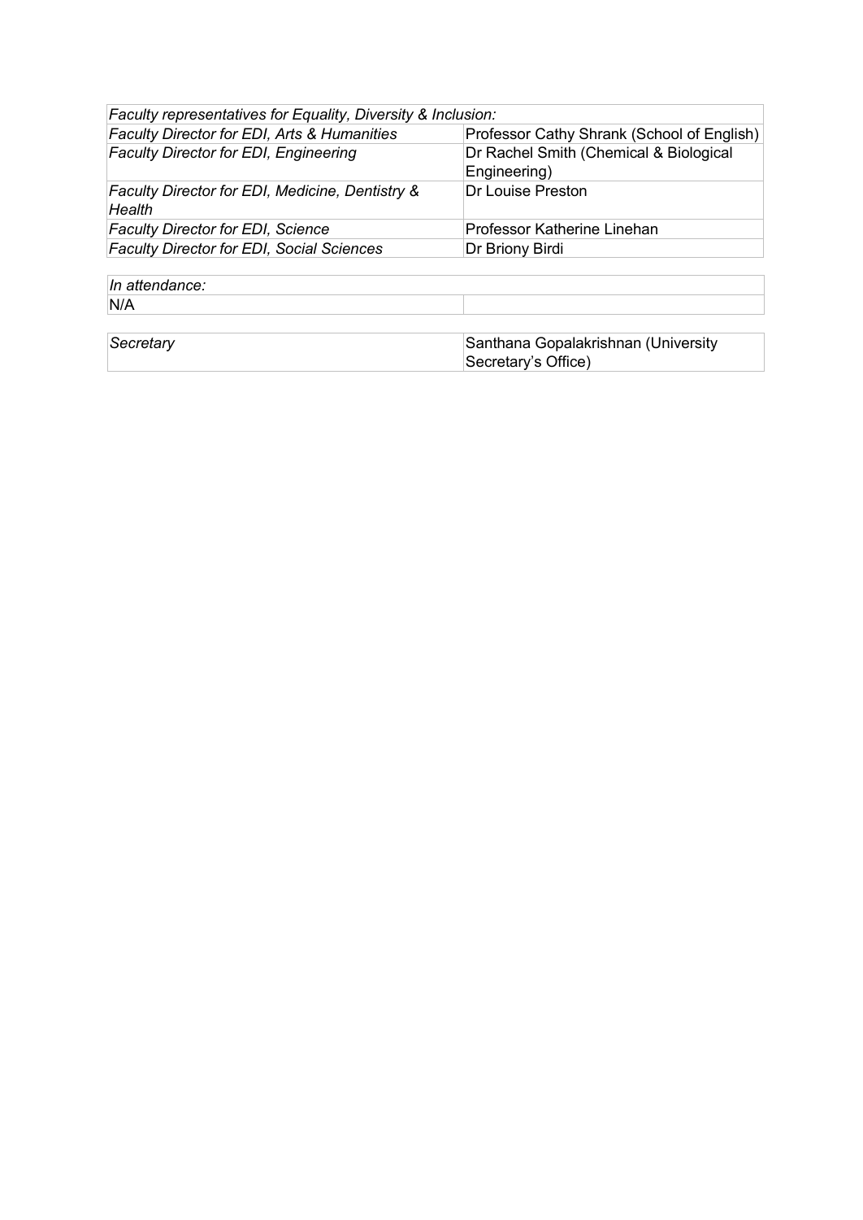| | |
|---|---|
| *Faculty representatives for Equality, Diversity & Inclusion:* | |
| *Faculty Director for EDI, Arts & Humanities* | Professor Cathy Shrank (School of English) |
| *Faculty Director for EDI, Engineering* | Dr Rachel Smith (Chemical & Biological Engineering) |
| *Faculty Director for EDI, Medicine, Dentistry & Health* | Dr Louise Preston |
| *Faculty Director for EDI, Science* | Professor Katherine Linehan |
| *Faculty Director for EDI, Social Sciences* | Dr Briony Birdi |

| | |
|---|---|
| *In attendance:* | |
| N/A | |

| | |
|---|---|
| *Secretary* | Santhana Gopalakrishnan (University Secretary's Office) |